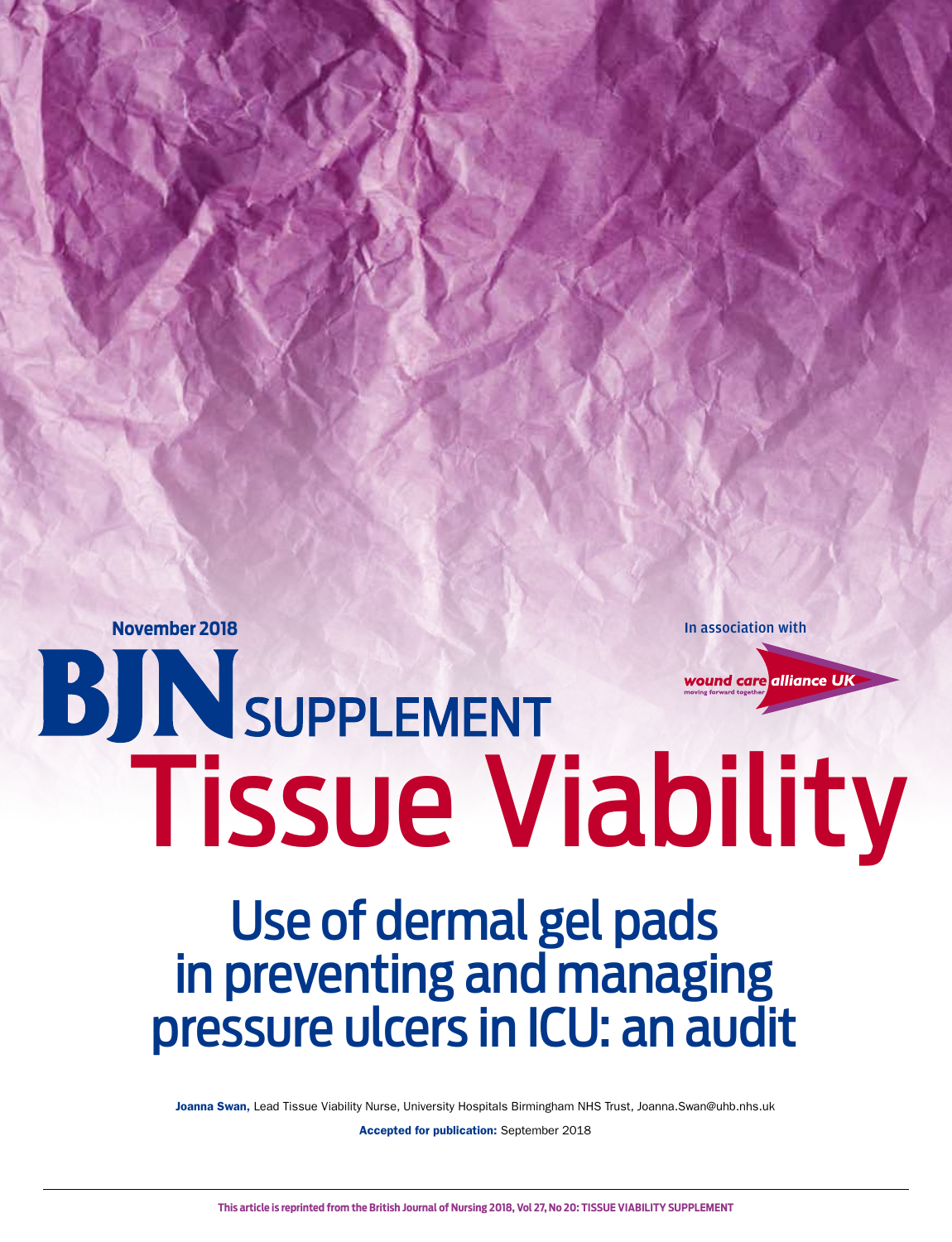November 2018

In association with

wound care alliance UK
moving forward together

# BJN SUPPLEMENT Tissue Viability

## Use of dermal gel pads in preventing and managing pressure ulcers in ICU: an audit

**Joanna Swan,** Lead Tissue Viability Nurse, University Hospitals Birmingham NHS Trust, Joanna.Swan@uhb.nhs.uk

**Accepted for publication:** September 2018

This article is reprinted from the British Journal of Nursing 2018, Vol 27, No 20: TISSUE VIABILITY SUPPLEMENT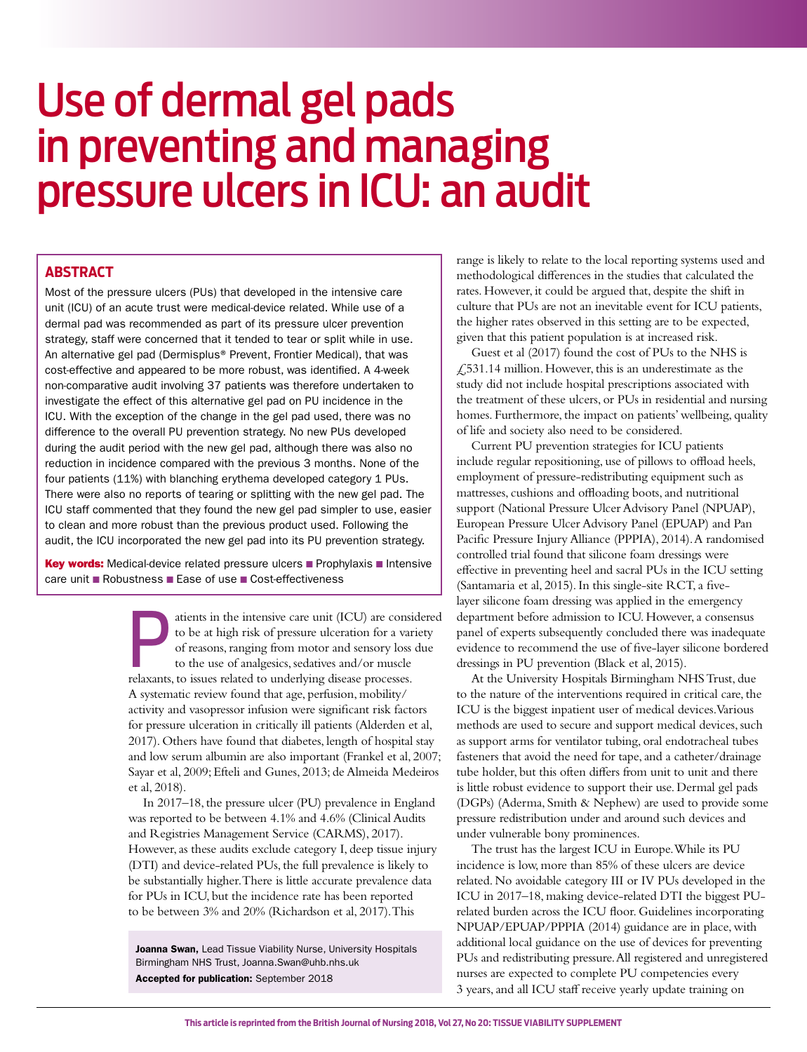# Use of dermal gel pads in preventing and managing pressure ulcers in ICU: an audit

## ABSTRACT

Most of the pressure ulcers (PUs) that developed in the intensive care unit (ICU) of an acute trust were medical-device related. While use of a dermal pad was recommended as part of its pressure ulcer prevention strategy, staff were concerned that it tended to tear or split while in use. An alternative gel pad (Dermisplus® Prevent, Frontier Medical), that was cost-effective and appeared to be more robust, was identified. A 4-week non-comparative audit involving 37 patients was therefore undertaken to investigate the effect of this alternative gel pad on PU incidence in the ICU. With the exception of the change in the gel pad used, there was no difference to the overall PU prevention strategy. No new PUs developed during the audit period with the new gel pad, although there was also no reduction in incidence compared with the previous 3 months. None of the four patients (11%) with blanching erythema developed category 1 PUs. There were also no reports of tearing or splitting with the new gel pad. The ICU staff commented that they found the new gel pad simpler to use, easier to clean and more robust than the previous product used. Following the audit, the ICU incorporated the new gel pad into its PU prevention strategy.

**Key words:** Medical-device related pressure ulcers ■ Prophylaxis ■ Intensive care unit ■ Robustness ■ Ease of use ■ Cost-effectiveness

Patients in the intensive care unit (ICU) are considered to be at high risk of pressure ulceration for a variety of reasons, ranging from motor and sensory loss due to the use of analgesics, sedatives and/or muscle relaxants, to issues related to underlying disease processes. A systematic review found that age, perfusion, mobility/activity and vasopressor infusion were significant risk factors for pressure ulceration in critically ill patients (Alderden et al, 2017). Others have found that diabetes, length of hospital stay and low serum albumin are also important (Frankel et al, 2007; Sayar et al, 2009; Efteli and Gunes, 2013; de Almeida Medeiros et al, 2018).

In 2017–18, the pressure ulcer (PU) prevalence in England was reported to be between 4.1% and 4.6% (Clinical Audits and Registries Management Service (CARMS), 2017). However, as these audits exclude category I, deep tissue injury (DTI) and device-related PUs, the full prevalence is likely to be substantially higher. There is little accurate prevalence data for PUs in ICU, but the incidence rate has been reported to be between 3% and 20% (Richardson et al, 2017). This range is likely to relate to the local reporting systems used and methodological differences in the studies that calculated the rates. However, it could be argued that, despite the shift in culture that PUs are not an inevitable event for ICU patients, the higher rates observed in this setting are to be expected, given that this patient population is at increased risk.

Guest et al (2017) found the cost of PUs to the NHS is £531.14 million. However, this is an underestimate as the study did not include hospital prescriptions associated with the treatment of these ulcers, or PUs in residential and nursing homes. Furthermore, the impact on patients' wellbeing, quality of life and society also need to be considered.

Current PU prevention strategies for ICU patients include regular repositioning, use of pillows to offload heels, employment of pressure-redistributing equipment such as mattresses, cushions and offloading boots, and nutritional support (National Pressure Ulcer Advisory Panel (NPUAP), European Pressure Ulcer Advisory Panel (EPUAP) and Pan Pacific Pressure Injury Alliance (PPPIA), 2014). A randomised controlled trial found that silicone foam dressings were effective in preventing heel and sacral PUs in the ICU setting (Santamaria et al, 2015). In this single-site RCT, a five-layer silicone foam dressing was applied in the emergency department before admission to ICU. However, a consensus panel of experts subsequently concluded there was inadequate evidence to recommend the use of five-layer silicone bordered dressings in PU prevention (Black et al, 2015).

At the University Hospitals Birmingham NHS Trust, due to the nature of the interventions required in critical care, the ICU is the biggest inpatient user of medical devices. Various methods are used to secure and support medical devices, such as support arms for ventilator tubing, oral endotracheal tubes fasteners that avoid the need for tape, and a catheter/drainage tube holder, but this often differs from unit to unit and there is little robust evidence to support their use. Dermal gel pads (DGPs) (Aderma, Smith & Nephew) are used to provide some pressure redistribution under and around such devices and under vulnerable bony prominences.

The trust has the largest ICU in Europe. While its PU incidence is low, more than 85% of these ulcers are device related. No avoidable category III or IV PUs developed in the ICU in 2017–18, making device-related DTI the biggest PU-related burden across the ICU floor. Guidelines incorporating NPUAP/EPUAP/PPPIA (2014) guidance are in place, with additional local guidance on the use of devices for preventing PUs and redistributing pressure. All registered and unregistered nurses are expected to complete PU competencies every 3 years, and all ICU staff receive yearly update training on

**Joanna Swan,** Lead Tissue Viability Nurse, University Hospitals Birmingham NHS Trust, Joanna.Swan@uhb.nhs.uk

**Accepted for publication:** September 2018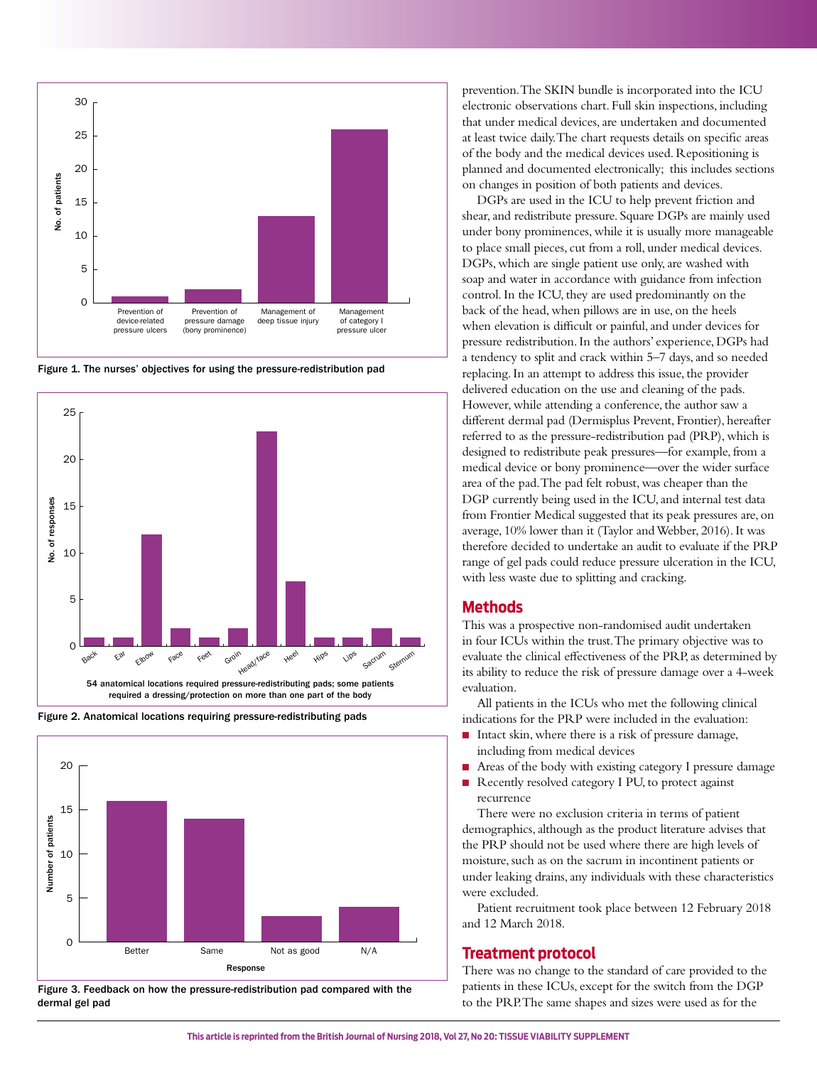30
25
20
15
10
5
0
No. of patients
Prevention of device-related pressure ulcers
Prevention of pressure damage (bony prominence)
Management of deep tissue injury
Management of category I pressure ulcer

Figure 1. The nurses' objectives for using the pressure-redistribution pad

25
20
15
10
5
0
No. of responses
Back
Ear
Elbow
Face
Feet
Groin
Head/face
Heel
Hips
Lips
Sacrum
Sternum
54 anatomical locations required pressure-redistributing pads; some patients required a dressing/protection on more than one part of the body

Figure 2. Anatomical locations requiring pressure-redistributing pads

20
15
10
5
0
Number of patients
Better
Same
Not as good
N/A
Response

Figure 3. Feedback on how the pressure-redistribution pad compared with the dermal gel pad

prevention. The SKIN bundle is incorporated into the ICU electronic observations chart. Full skin inspections, including that under medical devices, are undertaken and documented at least twice daily. The chart requests details on specific areas of the body and the medical devices used. Repositioning is planned and documented electronically; this includes sections on changes in position of both patients and devices.

DGPs are used in the ICU to help prevent friction and shear, and redistribute pressure. Square DGPs are mainly used under bony prominences, while it is usually more manageable to place small pieces, cut from a roll, under medical devices. DGPs, which are single patient use only, are washed with soap and water in accordance with guidance from infection control. In the ICU, they are used predominantly on the back of the head, when pillows are in use, on the heels when elevation is difficult or painful, and under devices for pressure redistribution. In the authors' experience, DGPs had a tendency to split and crack within 5–7 days, and so needed replacing. In an attempt to address this issue, the provider delivered education on the use and cleaning of the pads. However, while attending a conference, the author saw a different dermal pad (Dermisplus Prevent, Frontier), hereafter referred to as the pressure-redistribution pad (PRP), which is designed to redistribute peak pressures—for example, from a medical device or bony prominence—over the wider surface area of the pad. The pad felt robust, was cheaper than the DGP currently being used in the ICU, and internal test data from Frontier Medical suggested that its peak pressures are, on average, 10% lower than it (Taylor and Webber, 2016). It was therefore decided to undertake an audit to evaluate if the PRP range of gel pads could reduce pressure ulceration in the ICU, with less waste due to splitting and cracking.

## Methods

This was a prospective non-randomised audit undertaken in four ICUs within the trust. The primary objective was to evaluate the clinical effectiveness of the PRP, as determined by its ability to reduce the risk of pressure damage over a 4-week evaluation.

All patients in the ICUs who met the following clinical indications for the PRP were included in the evaluation:

- Intact skin, where there is a risk of pressure damage, including from medical devices
- Areas of the body with existing category I pressure damage
- Recently resolved category I PU, to protect against recurrence

There were no exclusion criteria in terms of patient demographics, although as the product literature advises that the PRP should not be used where there are high levels of moisture, such as on the sacrum in incontinent patients or under leaking drains, any individuals with these characteristics were excluded.

Patient recruitment took place between 12 February 2018 and 12 March 2018.

## Treatment protocol

There was no change to the standard of care provided to the patients in these ICUs, except for the switch from the DGP to the PRP. The same shapes and sizes were used as for the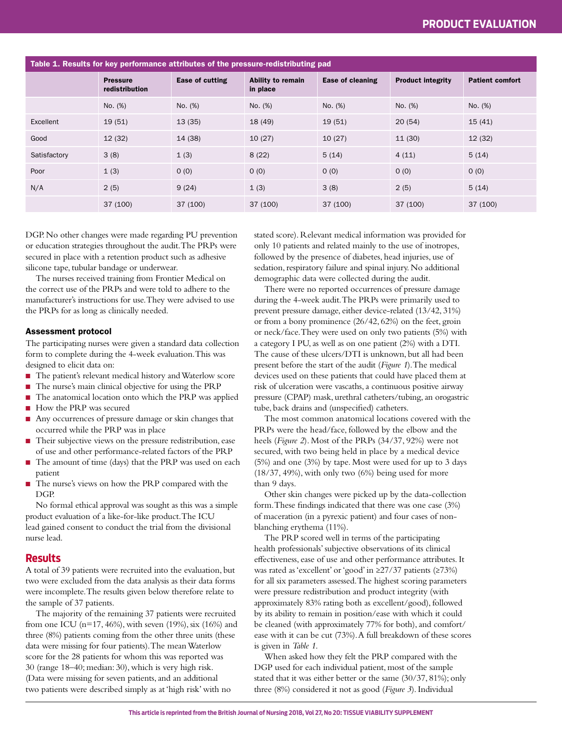**Table 1. Results for key performance attributes of the pressure-redistributing pad**

| | Pressure redistribution | Ease of cutting | Ability to remain in place | Ease of cleaning | Product integrity | Patient comfort |
|---|---|---|---|---|---|---|
| | No. (%) | No. (%) | No. (%) | No. (%) | No. (%) | No. (%) |
| Excellent | 19 (51) | 13 (35) | 18 (49) | 19 (51) | 20 (54) | 15 (41) |
| Good | 12 (32) | 14 (38) | 10 (27) | 10 (27) | 11 (30) | 12 (32) |
| Satisfactory | 3 (8) | 1 (3) | 8 (22) | 5 (14) | 4 (11) | 5 (14) |
| Poor | 1 (3) | 0 (0) | 0 (0) | 0 (0) | 0 (0) | 0 (0) |
| N/A | 2 (5) | 9 (24) | 1 (3) | 3 (8) | 2 (5) | 5 (14) |
| | 37 (100) | 37 (100) | 37 (100) | 37 (100) | 37 (100) | 37 (100) |

DGP. No other changes were made regarding PU prevention or education strategies throughout the audit. The PRPs were secured in place with a retention product such as adhesive silicone tape, tubular bandage or underwear.

The nurses received training from Frontier Medical on the correct use of the PRPs and were told to adhere to the manufacturer's instructions for use. They were advised to use the PRPs for as long as clinically needed.

### Assessment protocol

The participating nurses were given a standard data collection form to complete during the 4-week evaluation. This was designed to elicit data on:

- The patient's relevant medical history and Waterlow score
- The nurse's main clinical objective for using the PRP
- The anatomical location onto which the PRP was applied
- How the PRP was secured
- Any occurrences of pressure damage or skin changes that occurred while the PRP was in place
- Their subjective views on the pressure redistribution, ease of use and other performance-related factors of the PRP
- The amount of time (days) that the PRP was used on each patient
- The nurse's views on how the PRP compared with the DGP.

No formal ethical approval was sought as this was a simple product evaluation of a like-for-like product. The ICU lead gained consent to conduct the trial from the divisional nurse lead.

## Results

A total of 39 patients were recruited into the evaluation, but two were excluded from the data analysis as their data forms were incomplete. The results given below therefore relate to the sample of 37 patients.

The majority of the remaining 37 patients were recruited from one ICU (n=17, 46%), with seven (19%), six (16%) and three (8%) patients coming from the other three units (these data were missing for four patients). The mean Waterlow score for the 28 patients for whom this was reported was 30 (range 18–40; median: 30), which is very high risk. (Data were missing for seven patients, and an additional two patients were described simply as at 'high risk' with no stated score). Relevant medical information was provided for only 10 patients and related mainly to the use of inotropes, followed by the presence of diabetes, head injuries, use of sedation, respiratory failure and spinal injury. No additional demographic data were collected during the audit.

There were no reported occurrences of pressure damage during the 4-week audit. The PRPs were primarily used to prevent pressure damage, either device-related (13/42, 31%) or from a bony prominence (26/42, 62%) on the feet, groin or neck/face. They were used on only two patients (5%) with a category I PU, as well as on one patient (2%) with a DTI. The cause of these ulcers/DTI is unknown, but all had been present before the start of the audit (*Figure 1*). The medical devices used on these patients that could have placed them at risk of ulceration were vascaths, a continuous positive airway pressure (CPAP) mask, urethral catheters/tubing, an orogastric tube, back drains and (unspecified) catheters.

The most common anatomical locations covered with the PRPs were the head/face, followed by the elbow and the heels (*Figure 2*). Most of the PRPs (34/37, 92%) were not secured, with two being held in place by a medical device (5%) and one (3%) by tape. Most were used for up to 3 days (18/37, 49%), with only two (6%) being used for more than 9 days.

Other skin changes were picked up by the data-collection form. These findings indicated that there was one case (3%) of maceration (in a pyrexic patient) and four cases of non-blanching erythema (11%).

The PRP scored well in terms of the participating health professionals' subjective observations of its clinical effectiveness, ease of use and other performance attributes. It was rated as 'excellent' or 'good' in ≥27/37 patients (≥73%) for all six parameters assessed. The highest scoring parameters were pressure redistribution and product integrity (with approximately 83% rating both as excellent/good), followed by its ability to remain in position/ease with which it could be cleaned (with approximately 77% for both), and comfort/ease with it can be cut (73%). A full breakdown of these scores is given in *Table 1*.

When asked how they felt the PRP compared with the DGP used for each individual patient, most of the sample stated that it was either better or the same (30/37, 81%); only three (8%) considered it not as good (*Figure 3*). Individual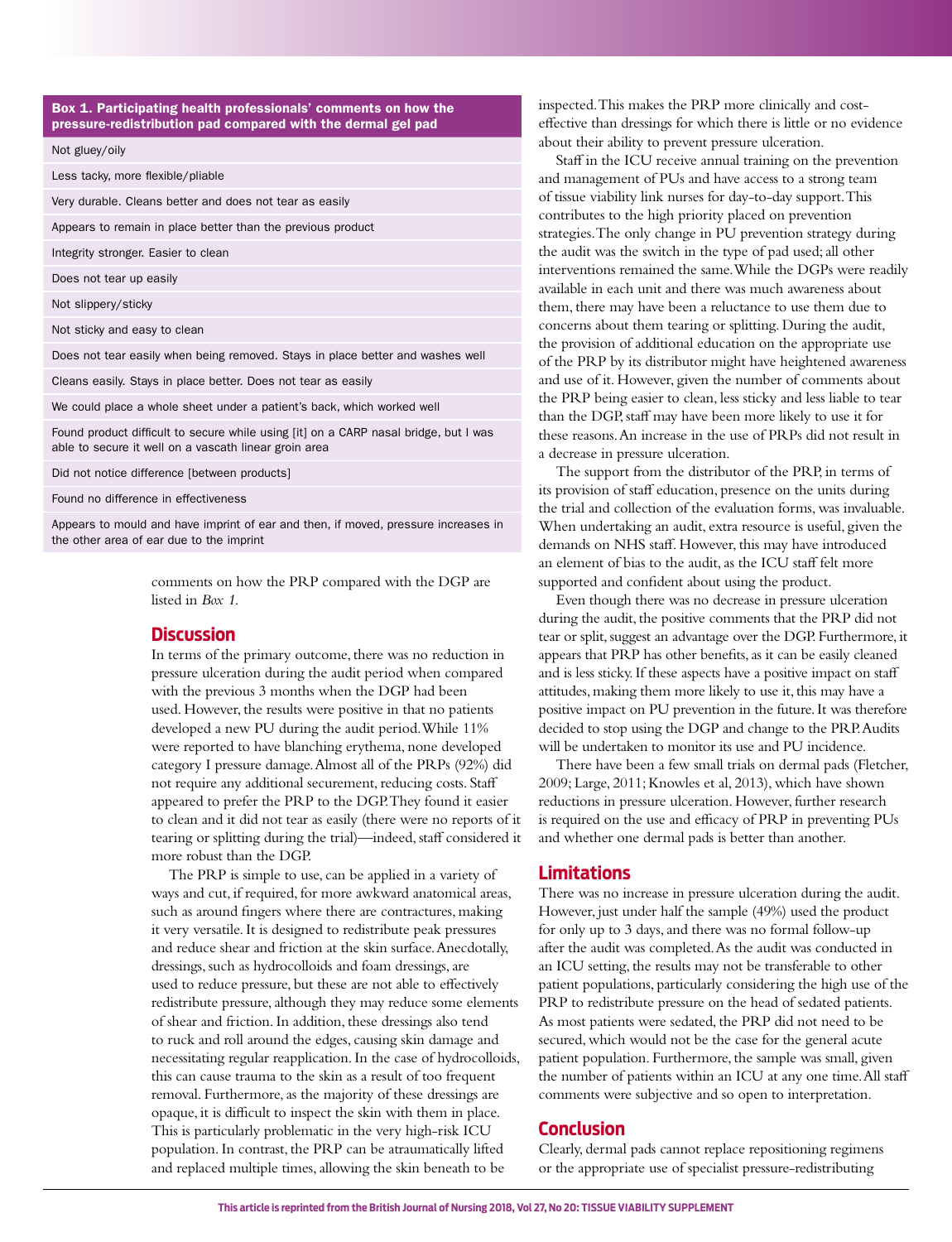**Box 1. Participating health professionals' comments on how the pressure-redistribution pad compared with the dermal gel pad**

| |
|---|
| Not gluey/oily |
| Less tacky, more flexible/pliable |
| Very durable. Cleans better and does not tear as easily |
| Appears to remain in place better than the previous product |
| Integrity stronger. Easier to clean |
| Does not tear up easily |
| Not slippery/sticky |
| Not sticky and easy to clean |
| Does not tear easily when being removed. Stays in place better and washes well |
| Cleans easily. Stays in place better. Does not tear as easily |
| We could place a whole sheet under a patient's back, which worked well |
| Found product difficult to secure while using [it] on a CARP nasal bridge, but I was able to secure it well on a vascath linear groin area |
| Did not notice difference [between products] |
| Found no difference in effectiveness |
| Appears to mould and have imprint of ear and then, if moved, pressure increases in the other area of ear due to the imprint |

comments on how the PRP compared with the DGP are listed in *Box 1*.

## Discussion

In terms of the primary outcome, there was no reduction in pressure ulceration during the audit period when compared with the previous 3 months when the DGP had been used. However, the results were positive in that no patients developed a new PU during the audit period. While 11% were reported to have blanching erythema, none developed category I pressure damage. Almost all of the PRPs (92%) did not require any additional securement, reducing costs. Staff appeared to prefer the PRP to the DGP. They found it easier to clean and it did not tear as easily (there were no reports of it tearing or splitting during the trial)—indeed, staff considered it more robust than the DGP.

The PRP is simple to use, can be applied in a variety of ways and cut, if required, for more awkward anatomical areas, such as around fingers where there are contractures, making it very versatile. It is designed to redistribute peak pressures and reduce shear and friction at the skin surface. Anecdotally, dressings, such as hydrocolloids and foam dressings, are used to reduce pressure, but these are not able to effectively redistribute pressure, although they may reduce some elements of shear and friction. In addition, these dressings also tend to ruck and roll around the edges, causing skin damage and necessitating regular reapplication. In the case of hydrocolloids, this can cause trauma to the skin as a result of too frequent removal. Furthermore, as the majority of these dressings are opaque, it is difficult to inspect the skin with them in place. This is particularly problematic in the very high-risk ICU population. In contrast, the PRP can be atraumatically lifted and replaced multiple times, allowing the skin beneath to be inspected. This makes the PRP more clinically and cost-effective than dressings for which there is little or no evidence about their ability to prevent pressure ulceration.

Staff in the ICU receive annual training on the prevention and management of PUs and have access to a strong team of tissue viability link nurses for day-to-day support. This contributes to the high priority placed on prevention strategies. The only change in PU prevention strategy during the audit was the switch in the type of pad used; all other interventions remained the same. While the DGPs were readily available in each unit and there was much awareness about them, there may have been a reluctance to use them due to concerns about them tearing or splitting. During the audit, the provision of additional education on the appropriate use of the PRP by its distributor might have heightened awareness and use of it. However, given the number of comments about the PRP being easier to clean, less sticky and less liable to tear than the DGP, staff may have been more likely to use it for these reasons. An increase in the use of PRPs did not result in a decrease in pressure ulceration.

The support from the distributor of the PRP, in terms of its provision of staff education, presence on the units during the trial and collection of the evaluation forms, was invaluable. When undertaking an audit, extra resource is useful, given the demands on NHS staff. However, this may have introduced an element of bias to the audit, as the ICU staff felt more supported and confident about using the product.

Even though there was no decrease in pressure ulceration during the audit, the positive comments that the PRP did not tear or split, suggest an advantage over the DGP. Furthermore, it appears that PRP has other benefits, as it can be easily cleaned and is less sticky. If these aspects have a positive impact on staff attitudes, making them more likely to use it, this may have a positive impact on PU prevention in the future. It was therefore decided to stop using the DGP and change to the PRP. Audits will be undertaken to monitor its use and PU incidence.

There have been a few small trials on dermal pads (Fletcher, 2009; Large, 2011; Knowles et al, 2013), which have shown reductions in pressure ulceration. However, further research is required on the use and efficacy of PRP in preventing PUs and whether one dermal pads is better than another.

## Limitations

There was no increase in pressure ulceration during the audit. However, just under half the sample (49%) used the product for only up to 3 days, and there was no formal follow-up after the audit was completed. As the audit was conducted in an ICU setting, the results may not be transferable to other patient populations, particularly considering the high use of the PRP to redistribute pressure on the head of sedated patients. As most patients were sedated, the PRP did not need to be secured, which would not be the case for the general acute patient population. Furthermore, the sample was small, given the number of patients within an ICU at any one time. All staff comments were subjective and so open to interpretation.

## Conclusion

Clearly, dermal pads cannot replace repositioning regimens or the appropriate use of specialist pressure-redistributing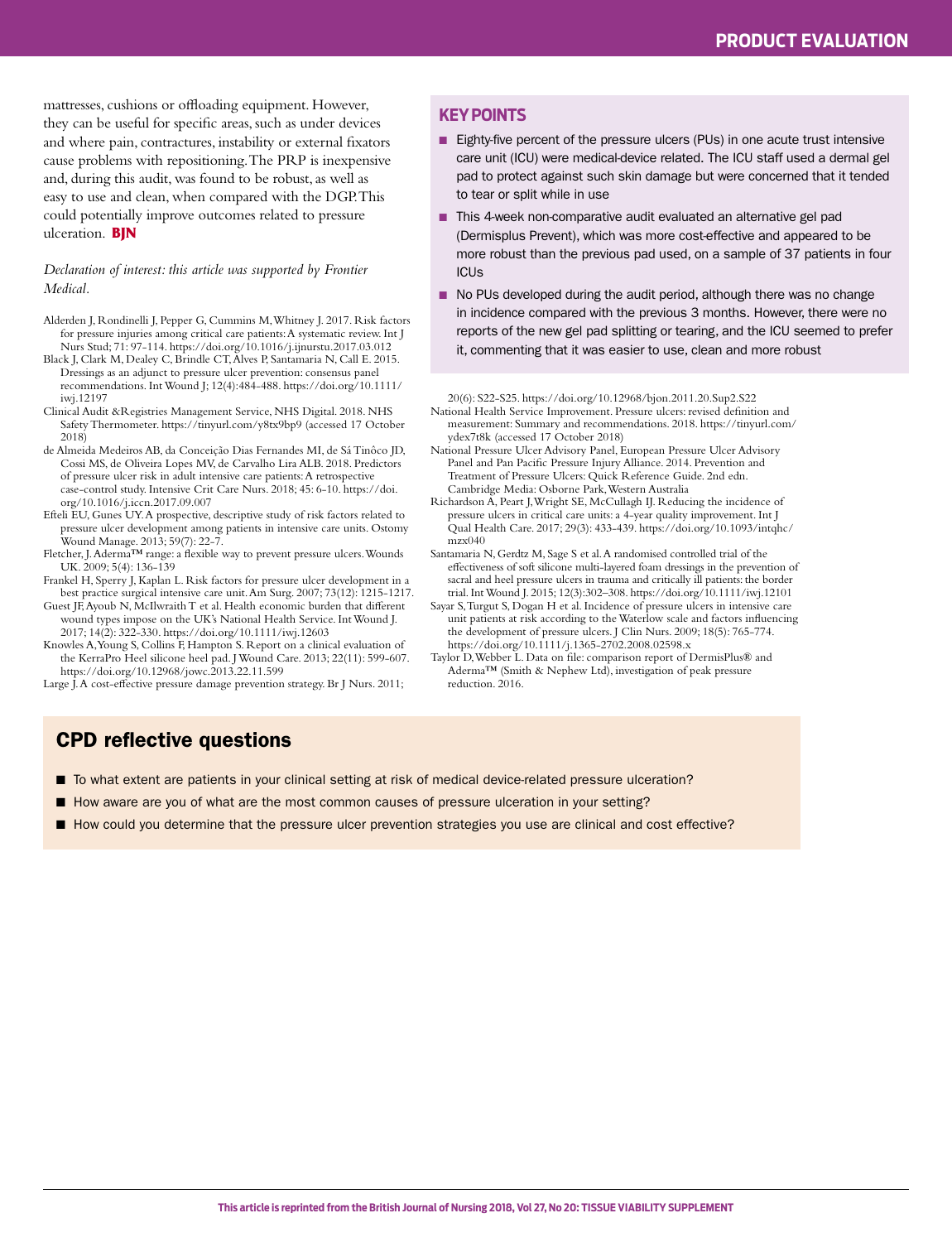mattresses, cushions or offloading equipment. However, they can be useful for specific areas, such as under devices and where pain, contractures, instability or external fixators cause problems with repositioning. The PRP is inexpensive and, during this audit, was found to be robust, as well as easy to use and clean, when compared with the DGP. This could potentially improve outcomes related to pressure ulceration. **BJN**

*Declaration of interest: this article was supported by Frontier Medical.*

Alderden J, Rondinelli J, Pepper G, Cummins M, Whitney J. 2017. Risk factors for pressure injuries among critical care patients: A systematic review. Int J Nurs Stud; 71: 97-114. https://doi.org/10.1016/j.ijnurstu.2017.03.012

Black J, Clark M, Dealey C, Brindle CT, Alves P, Santamaria N, Call E. 2015. Dressings as an adjunct to pressure ulcer prevention: consensus panel recommendations. Int Wound J; 12(4):484-488. https://doi.org/10.1111/iwj.12197

Clinical Audit &Registries Management Service, NHS Digital. 2018. NHS Safety Thermometer. https://tinyurl.com/y8tx9bp9 (accessed 17 October 2018)

de Almeida Medeiros AB, da Conceição Dias Fernandes MI, de Sá Tinôco JD, Cossi MS, de Oliveira Lopes MV, de Carvalho Lira ALB. 2018. Predictors of pressure ulcer risk in adult intensive care patients: A retrospective case-control study. Intensive Crit Care Nurs. 2018; 45: 6-10. https://doi.org/10.1016/j.iccn.2017.09.007

Efteli EU, Gunes UY. A prospective, descriptive study of risk factors related to pressure ulcer development among patients in intensive care units. Ostomy Wound Manage. 2013; 59(7): 22-7.

Fletcher, J. Aderma™ range: a flexible way to prevent pressure ulcers. Wounds UK. 2009; 5(4): 136-139

Frankel H, Sperry J, Kaplan L. Risk factors for pressure ulcer development in a best practice surgical intensive care unit. Am Surg. 2007; 73(12): 1215-1217.

Guest JF, Ayoub N, McIlwraith T et al. Health economic burden that different wound types impose on the UK's National Health Service. Int Wound J. 2017; 14(2): 322-330. https://doi.org/10.1111/iwj.12603

Knowles A, Young S, Collins F, Hampton S. Report on a clinical evaluation of the KerraPro Heel silicone heel pad. J Wound Care. 2013; 22(11): 599-607. https://doi.org/10.12968/jowc.2013.22.11.599

Large J. A cost-effective pressure damage prevention strategy. Br J Nurs. 2011; 20(6): S22-S25. https://doi.org/10.12968/bjon.2011.20.Sup2.S22

National Health Service Improvement. Pressure ulcers: revised definition and measurement: Summary and recommendations. 2018. https://tinyurl.com/ydex7t8k (accessed 17 October 2018)

National Pressure Ulcer Advisory Panel, European Pressure Ulcer Advisory Panel and Pan Pacific Pressure Injury Alliance. 2014. Prevention and Treatment of Pressure Ulcers: Quick Reference Guide. 2nd edn. Cambridge Media: Osborne Park, Western Australia

Richardson A, Peart J, Wright SE, McCullagh IJ. Reducing the incidence of pressure ulcers in critical care units: a 4-year quality improvement. Int J Qual Health Care. 2017; 29(3): 433-439. https://doi.org/10.1093/intqhc/mzx040

Santamaria N, Gerdtz M, Sage S et al. A randomised controlled trial of the effectiveness of soft silicone multi-layered foam dressings in the prevention of sacral and heel pressure ulcers in trauma and critically ill patients: the border trial. Int Wound J. 2015; 12(3):302-308. https://doi.org/10.1111/iwj.12101

Sayar S, Turgut S, Dogan H et al. Incidence of pressure ulcers in intensive care unit patients at risk according to the Waterlow scale and factors influencing the development of pressure ulcers. J Clin Nurs. 2009; 18(5): 765-774. https://doi.org/10.1111/j.1365-2702.2008.02598.x

Taylor D, Webber L. Data on file: comparison report of DermisPlus® and Aderma™ (Smith & Nephew Ltd), investigation of peak pressure reduction. 2016.

## KEY POINTS

- Eighty-five percent of the pressure ulcers (PUs) in one acute trust intensive care unit (ICU) were medical-device related. The ICU staff used a dermal gel pad to protect against such skin damage but were concerned that it tended to tear or split while in use
- This 4-week non-comparative audit evaluated an alternative gel pad (Dermisplus Prevent), which was more cost-effective and appeared to be more robust than the previous pad used, on a sample of 37 patients in four ICUs
- No PUs developed during the audit period, although there was no change in incidence compared with the previous 3 months. However, there were no reports of the new gel pad splitting or tearing, and the ICU seemed to prefer it, commenting that it was easier to use, clean and more robust

## CPD reflective questions

- To what extent are patients in your clinical setting at risk of medical device-related pressure ulceration?
- How aware are you of what are the most common causes of pressure ulceration in your setting?
- How could you determine that the pressure ulcer prevention strategies you use are clinical and cost effective?